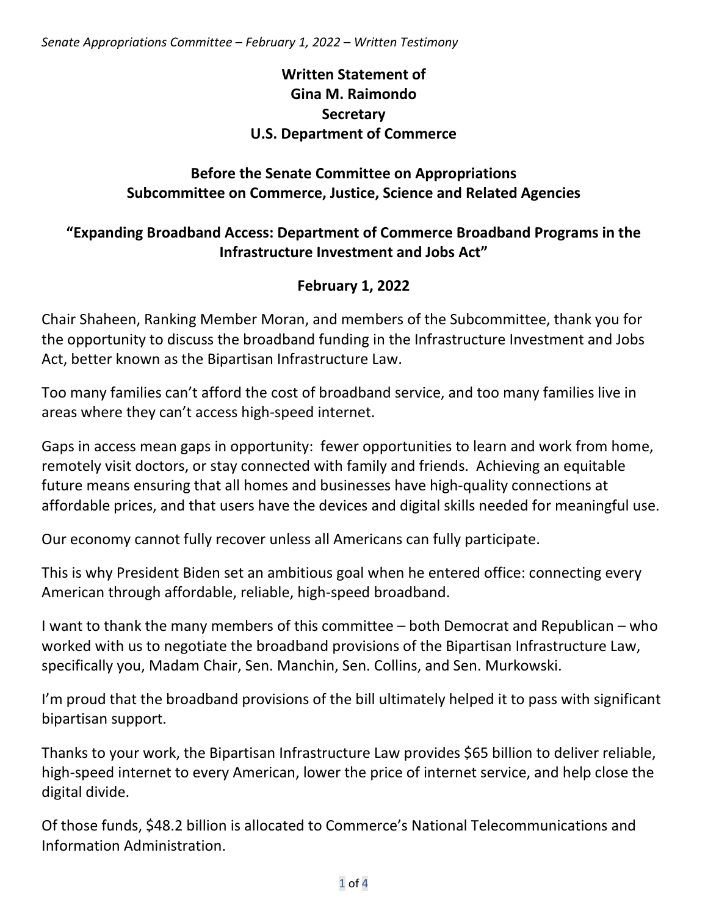**Written Statement of**
**Gina M. Raimondo**
**Secretary**
**U.S. Department of Commerce**

**Before the Senate Committee on Appropriations**
**Subcommittee on Commerce, Justice, Science and Related Agencies**

**"Expanding Broadband Access: Department of Commerce Broadband Programs in the Infrastructure Investment and Jobs Act"**

**February 1, 2022**

Chair Shaheen, Ranking Member Moran, and members of the Subcommittee, thank you for the opportunity to discuss the broadband funding in the Infrastructure Investment and Jobs Act, better known as the Bipartisan Infrastructure Law.

Too many families can't afford the cost of broadband service, and too many families live in areas where they can't access high-speed internet.

Gaps in access mean gaps in opportunity: fewer opportunities to learn and work from home, remotely visit doctors, or stay connected with family and friends. Achieving an equitable future means ensuring that all homes and businesses have high-quality connections at affordable prices, and that users have the devices and digital skills needed for meaningful use.

Our economy cannot fully recover unless all Americans can fully participate.

This is why President Biden set an ambitious goal when he entered office: connecting every American through affordable, reliable, high-speed broadband.

I want to thank the many members of this committee – both Democrat and Republican – who worked with us to negotiate the broadband provisions of the Bipartisan Infrastructure Law, specifically you, Madam Chair, Sen. Manchin, Sen. Collins, and Sen. Murkowski.

I'm proud that the broadband provisions of the bill ultimately helped it to pass with significant bipartisan support.

Thanks to your work, the Bipartisan Infrastructure Law provides $65 billion to deliver reliable, high-speed internet to every American, lower the price of internet service, and help close the digital divide.

Of those funds, $48.2 billion is allocated to Commerce's National Telecommunications and Information Administration.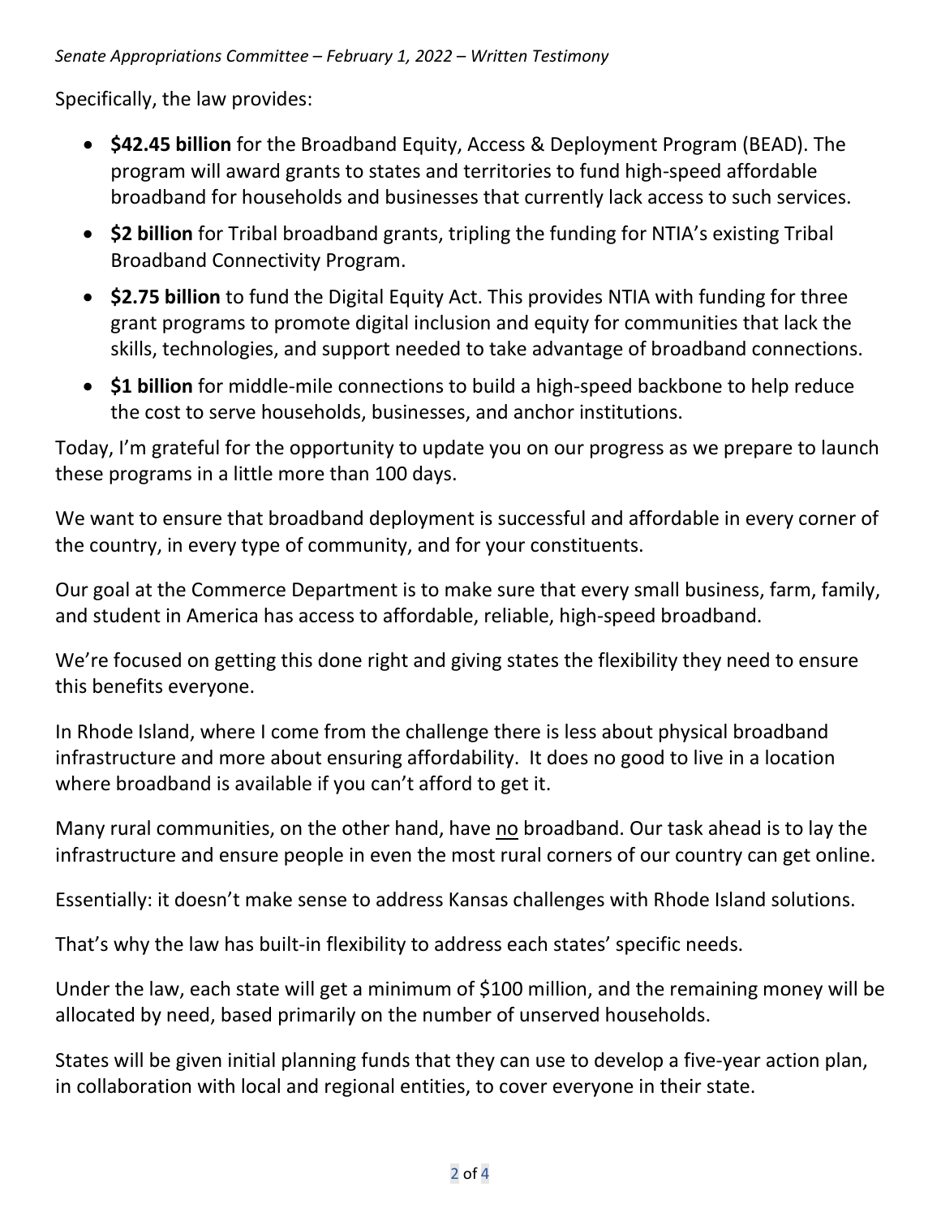Specifically, the law provides:

- **$42.45 billion** for the Broadband Equity, Access & Deployment Program (BEAD). The program will award grants to states and territories to fund high-speed affordable broadband for households and businesses that currently lack access to such services.
- **$2 billion** for Tribal broadband grants, tripling the funding for NTIA's existing Tribal Broadband Connectivity Program.
- **$2.75 billion** to fund the Digital Equity Act. This provides NTIA with funding for three grant programs to promote digital inclusion and equity for communities that lack the skills, technologies, and support needed to take advantage of broadband connections.
- **$1 billion** for middle-mile connections to build a high-speed backbone to help reduce the cost to serve households, businesses, and anchor institutions.

Today, I'm grateful for the opportunity to update you on our progress as we prepare to launch these programs in a little more than 100 days.

We want to ensure that broadband deployment is successful and affordable in every corner of the country, in every type of community, and for your constituents.

Our goal at the Commerce Department is to make sure that every small business, farm, family, and student in America has access to affordable, reliable, high-speed broadband.

We're focused on getting this done right and giving states the flexibility they need to ensure this benefits everyone.

In Rhode Island, where I come from the challenge there is less about physical broadband infrastructure and more about ensuring affordability. It does no good to live in a location where broadband is available if you can't afford to get it.

Many rural communities, on the other hand, have <u>no</u> broadband. Our task ahead is to lay the infrastructure and ensure people in even the most rural corners of our country can get online.

Essentially: it doesn't make sense to address Kansas challenges with Rhode Island solutions.

That's why the law has built-in flexibility to address each states' specific needs.

Under the law, each state will get a minimum of $100 million, and the remaining money will be allocated by need, based primarily on the number of unserved households.

States will be given initial planning funds that they can use to develop a five-year action plan, in collaboration with local and regional entities, to cover everyone in their state.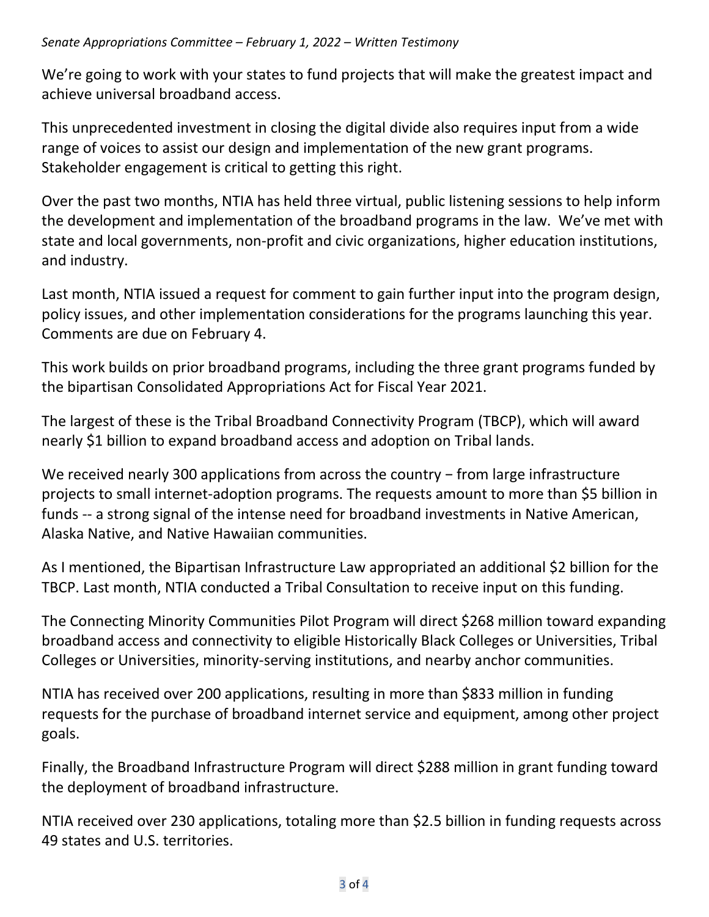We're going to work with your states to fund projects that will make the greatest impact and achieve universal broadband access.

This unprecedented investment in closing the digital divide also requires input from a wide range of voices to assist our design and implementation of the new grant programs. Stakeholder engagement is critical to getting this right.

Over the past two months, NTIA has held three virtual, public listening sessions to help inform the development and implementation of the broadband programs in the law. We've met with state and local governments, non-profit and civic organizations, higher education institutions, and industry.

Last month, NTIA issued a request for comment to gain further input into the program design, policy issues, and other implementation considerations for the programs launching this year. Comments are due on February 4.

This work builds on prior broadband programs, including the three grant programs funded by the bipartisan Consolidated Appropriations Act for Fiscal Year 2021.

The largest of these is the Tribal Broadband Connectivity Program (TBCP), which will award nearly $1 billion to expand broadband access and adoption on Tribal lands.

We received nearly 300 applications from across the country − from large infrastructure projects to small internet-adoption programs. The requests amount to more than $5 billion in funds -- a strong signal of the intense need for broadband investments in Native American, Alaska Native, and Native Hawaiian communities.

As I mentioned, the Bipartisan Infrastructure Law appropriated an additional $2 billion for the TBCP. Last month, NTIA conducted a Tribal Consultation to receive input on this funding.

The Connecting Minority Communities Pilot Program will direct $268 million toward expanding broadband access and connectivity to eligible Historically Black Colleges or Universities, Tribal Colleges or Universities, minority-serving institutions, and nearby anchor communities.

NTIA has received over 200 applications, resulting in more than $833 million in funding requests for the purchase of broadband internet service and equipment, among other project goals.

Finally, the Broadband Infrastructure Program will direct $288 million in grant funding toward the deployment of broadband infrastructure.

NTIA received over 230 applications, totaling more than $2.5 billion in funding requests across 49 states and U.S. territories.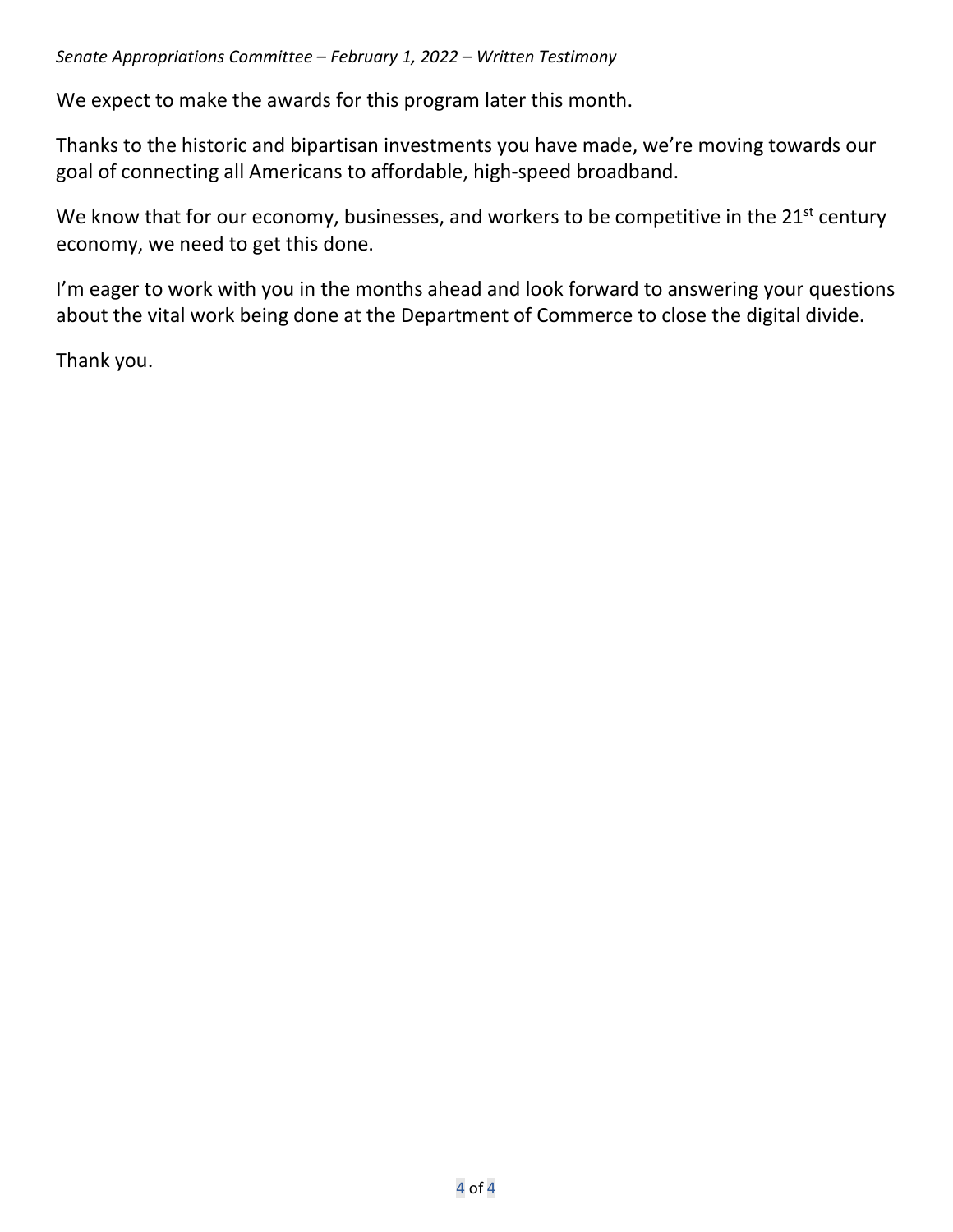We expect to make the awards for this program later this month.

Thanks to the historic and bipartisan investments you have made, we're moving towards our goal of connecting all Americans to affordable, high-speed broadband.

We know that for our economy, businesses, and workers to be competitive in the 21st century economy, we need to get this done.

I'm eager to work with you in the months ahead and look forward to answering your questions about the vital work being done at the Department of Commerce to close the digital divide.

Thank you.